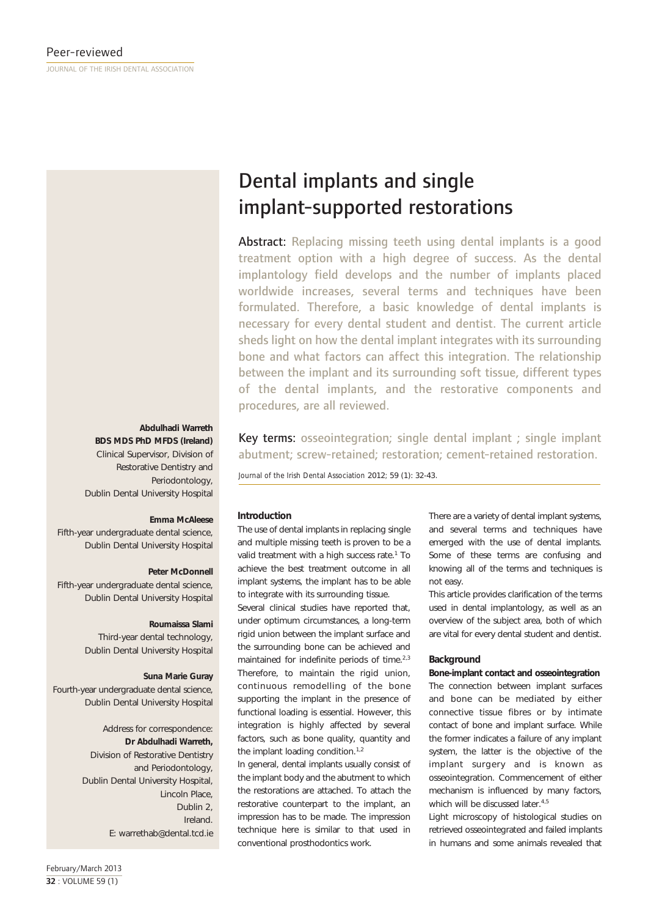# Dental implants and single implant-supported restorations

**Abstract:** Replacing missing teeth using dental implants is a good treatment option with a high degree of success. As the dental implantology field develops and the number of implants placed worldwide increases, several terms and techniques have been formulated. Therefore, a basic knowledge of dental implants is necessary for every dental student and dentist. The current article sheds light on how the dental implant integrates with its surrounding bone and what factors can affect this integration. The relationship between the implant and its surrounding soft tissue, different types of the dental implants, and the restorative components and procedures, are all reviewed.

**Key terms:** osseointegration; single dental implant ; single implant abutment; screw-retained; restoration; cement-retained restoration.

*Journal of the Irish Dental Association* 2012; 59 (1): 32-43.

**Abdulhadi Warreth**
**BDS MDS PhD MFDS (Ireland)**
Clinical Supervisor, Division of Restorative Dentistry and Periodontology, Dublin Dental University Hospital

**Emma McAleese**
Fifth-year undergraduate dental science, Dublin Dental University Hospital

**Peter McDonnell**
Fifth-year undergraduate dental science, Dublin Dental University Hospital

**Roumaissa Slami**
Third-year dental technology, Dublin Dental University Hospital

**Suna Marie Guray**
Fourth-year undergraduate dental science, Dublin Dental University Hospital

Address for correspondence:
**Dr Abdulhadi Warreth,**
Division of Restorative Dentistry and Periodontology,
Dublin Dental University Hospital,
Lincoln Place,
Dublin 2,
Ireland.
E: warrethab@dental.tcd.ie

## Introduction

The use of dental implants in replacing single and multiple missing teeth is proven to be a valid treatment with a high success rate.[1] To achieve the best treatment outcome in all implant systems, the implant has to be able to integrate with its surrounding tissue.

Several clinical studies have reported that, under optimum circumstances, a long-term rigid union between the implant surface and the surrounding bone can be achieved and maintained for indefinite periods of time.[2,3] Therefore, to maintain the rigid union, continuous remodelling of the bone supporting the implant in the presence of functional loading is essential. However, this integration is highly affected by several factors, such as bone quality, quantity and the implant loading condition.[1,2]

In general, dental implants usually consist of the implant body and the abutment to which the restorations are attached. To attach the restorative counterpart to the implant, an impression has to be made. The impression technique here is similar to that used in conventional prosthodontics work.

There are a variety of dental implant systems, and several terms and techniques have emerged with the use of dental implants. Some of these terms are confusing and knowing all of the terms and techniques is not easy.

This article provides clarification of the terms used in dental implantology, as well as an overview of the subject area, both of which are vital for every dental student and dentist.

## Background

### Bone-implant contact and osseointegration

The connection between implant surfaces and bone can be mediated by either connective tissue fibres or by intimate contact of bone and implant surface. While the former indicates a failure of any implant system, the latter is the objective of the implant surgery and is known as osseointegration. Commencement of either mechanism is influenced by many factors, which will be discussed later.[4,5]

Light microscopy of histological studies on retrieved osseointegrated and failed implants in humans and some animals revealed that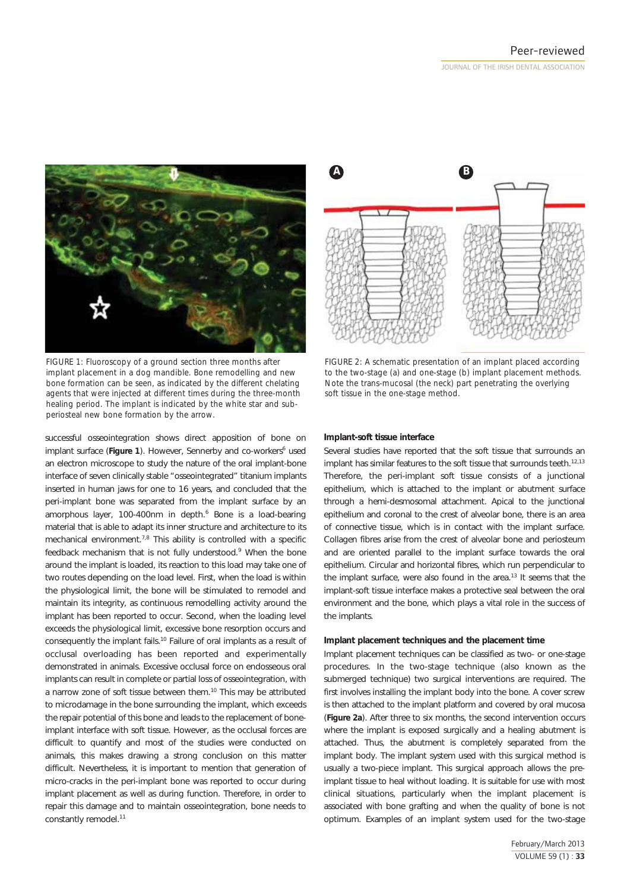FIGURE 1: Fluoroscopy of a ground section three months after implant placement in a dog mandible. Bone remodelling and new bone formation can be seen, as indicated by the different chelating agents that were injected at different times during the three-month healing period. The implant is indicated by the white star and sub-periosteal new bone formation by the arrow.

FIGURE 2: A schematic presentation of an implant placed according to the two-stage (a) and one-stage (b) implant placement methods. Note the trans-mucosal (the neck) part penetrating the overlying soft tissue in the one-stage method.

successful osseointegration shows direct apposition of bone on implant surface (**Figure 1**). However, Sennerby and co-workers[6] used an electron microscope to study the nature of the oral implant-bone interface of seven clinically stable "osseointegrated" titanium implants inserted in human jaws for one to 16 years, and concluded that the peri-implant bone was separated from the implant surface by an amorphous layer, 100-400nm in depth.[6] Bone is a load-bearing material that is able to adapt its inner structure and architecture to its mechanical environment.[7,8] This ability is controlled with a specific feedback mechanism that is not fully understood.[9] When the bone around the implant is loaded, its reaction to this load may take one of two routes depending on the load level. First, when the load is within the physiological limit, the bone will be stimulated to remodel and maintain its integrity, as continuous remodelling activity around the implant has been reported to occur. Second, when the loading level exceeds the physiological limit, excessive bone resorption occurs and consequently the implant fails.[10] Failure of oral implants as a result of occlusal overloading has been reported and experimentally demonstrated in animals. Excessive occlusal force on endosseous oral implants can result in complete or partial loss of osseointegration, with a narrow zone of soft tissue between them.[10] This may be attributed to microdamage in the bone surrounding the implant, which exceeds the repair potential of this bone and leads to the replacement of bone-implant interface with soft tissue. However, as the occlusal forces are difficult to quantify and most of the studies were conducted on animals, this makes drawing a strong conclusion on this matter difficult. Nevertheless, it is important to mention that generation of micro-cracks in the peri-implant bone was reported to occur during implant placement as well as during function. Therefore, in order to repair this damage and to maintain osseointegration, bone needs to constantly remodel.[11]

**Implant-soft tissue interface**

Several studies have reported that the soft tissue that surrounds an implant has similar features to the soft tissue that surrounds teeth.[12,13] Therefore, the peri-implant soft tissue consists of a junctional epithelium, which is attached to the implant or abutment surface through a hemi-desmosomal attachment. Apical to the junctional epithelium and coronal to the crest of alveolar bone, there is an area of connective tissue, which is in contact with the implant surface. Collagen fibres arise from the crest of alveolar bone and periosteum and are oriented parallel to the implant surface towards the oral epithelium. Circular and horizontal fibres, which run perpendicular to the implant surface, were also found in the area.[13] It seems that the implant-soft tissue interface makes a protective seal between the oral environment and the bone, which plays a vital role in the success of the implants.

**Implant placement techniques and the placement time**

Implant placement techniques can be classified as two- or one-stage procedures. In the two-stage technique (also known as the submerged technique) two surgical interventions are required. The first involves installing the implant body into the bone. A cover screw is then attached to the implant platform and covered by oral mucosa (**Figure 2a**). After three to six months, the second intervention occurs where the implant is exposed surgically and a healing abutment is attached. Thus, the abutment is completely separated from the implant body. The implant system used with this surgical method is usually a two-piece implant. This surgical approach allows the pre-implant tissue to heal without loading. It is suitable for use with most clinical situations, particularly when the implant placement is associated with bone grafting and when the quality of bone is not optimum. Examples of an implant system used for the two-stage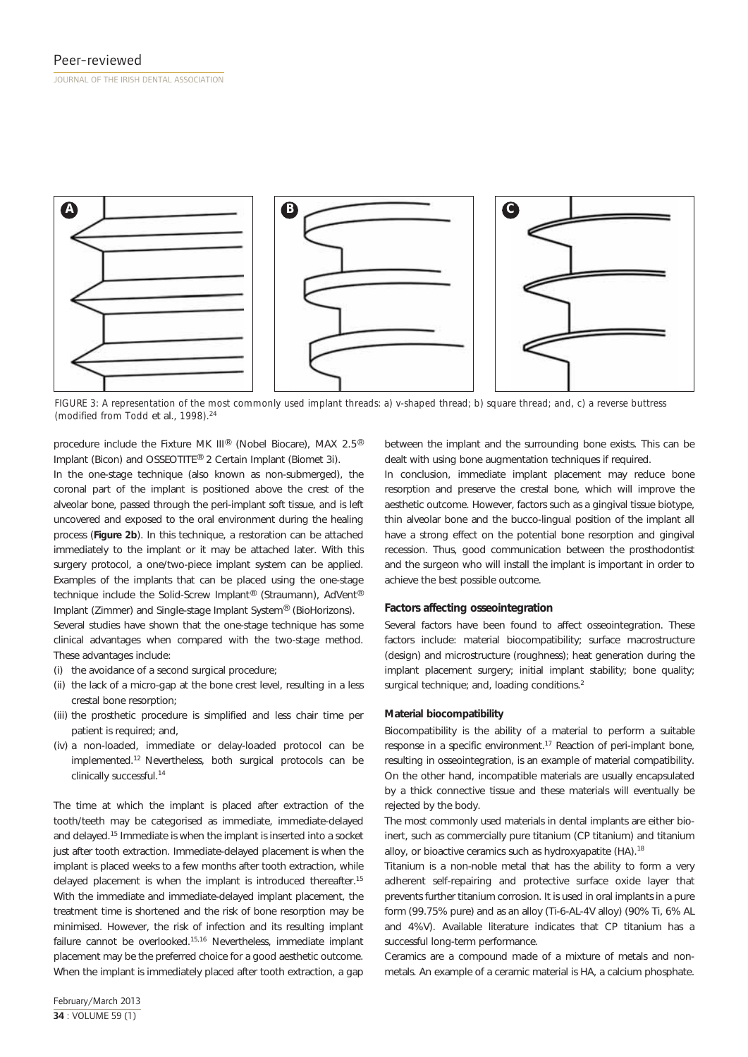FIGURE 3: A representation of the most commonly used implant threads: a) v-shaped thread; b) square thread; and, c) a reverse buttress (modified from Todd et al., 1998).[24]

procedure include the Fixture MK III® (Nobel Biocare), MAX 2.5® Implant (Bicon) and OSSEOTITE® 2 Certain Implant (Biomet 3i).

In the one-stage technique (also known as non-submerged), the coronal part of the implant is positioned above the crest of the alveolar bone, passed through the peri-implant soft tissue, and is left uncovered and exposed to the oral environment during the healing process (**Figure 2b**). In this technique, a restoration can be attached immediately to the implant or it may be attached later. With this surgery protocol, a one/two-piece implant system can be applied. Examples of the implants that can be placed using the one-stage technique include the Solid-Screw Implant® (Straumann), AdVent® Implant (Zimmer) and Single-stage Implant System® (BioHorizons).

Several studies have shown that the one-stage technique has some clinical advantages when compared with the two-stage method. These advantages include:

(i) the avoidance of a second surgical procedure;
(ii) the lack of a micro-gap at the bone crest level, resulting in a less crestal bone resorption;
(iii) the prosthetic procedure is simplified and less chair time per patient is required; and,
(iv) a non-loaded, immediate or delay-loaded protocol can be implemented.[12] Nevertheless, both surgical protocols can be clinically successful.[14]

The time at which the implant is placed after extraction of the tooth/teeth may be categorised as immediate, immediate-delayed and delayed.[15] Immediate is when the implant is inserted into a socket just after tooth extraction. Immediate-delayed placement is when the implant is placed weeks to a few months after tooth extraction, while delayed placement is when the implant is introduced thereafter.[15] With the immediate and immediate-delayed implant placement, the treatment time is shortened and the risk of bone resorption may be minimised. However, the risk of infection and its resulting implant failure cannot be overlooked.[15,16] Nevertheless, immediate implant placement may be the preferred choice for a good aesthetic outcome. When the implant is immediately placed after tooth extraction, a gap between the implant and the surrounding bone exists. This can be dealt with using bone augmentation techniques if required.

In conclusion, immediate implant placement may reduce bone resorption and preserve the crestal bone, which will improve the aesthetic outcome. However, factors such as a gingival tissue biotype, thin alveolar bone and the bucco-lingual position of the implant all have a strong effect on the potential bone resorption and gingival recession. Thus, good communication between the prosthodontist and the surgeon who will install the implant is important in order to achieve the best possible outcome.

### Factors affecting osseointegration

Several factors have been found to affect osseointegration. These factors include: material biocompatibility; surface macrostructure (design) and microstructure (roughness); heat generation during the implant placement surgery; initial implant stability; bone quality; surgical technique; and, loading conditions.[2]

#### Material biocompatibility

Biocompatibility is the ability of a material to perform a suitable response in a specific environment.[17] Reaction of peri-implant bone, resulting in osseointegration, is an example of material compatibility. On the other hand, incompatible materials are usually encapsulated by a thick connective tissue and these materials will eventually be rejected by the body.

The most commonly used materials in dental implants are either bio-inert, such as commercially pure titanium (CP titanium) and titanium alloy, or bioactive ceramics such as hydroxyapatite (HA).[18]

Titanium is a non-noble metal that has the ability to form a very adherent self-repairing and protective surface oxide layer that prevents further titanium corrosion. It is used in oral implants in a pure form (99.75% pure) and as an alloy (Ti-6-AL-4V alloy) (90% Ti, 6% AL and 4%V). Available literature indicates that CP titanium has a successful long-term performance.

Ceramics are a compound made of a mixture of metals and non-metals. An example of a ceramic material is HA, a calcium phosphate.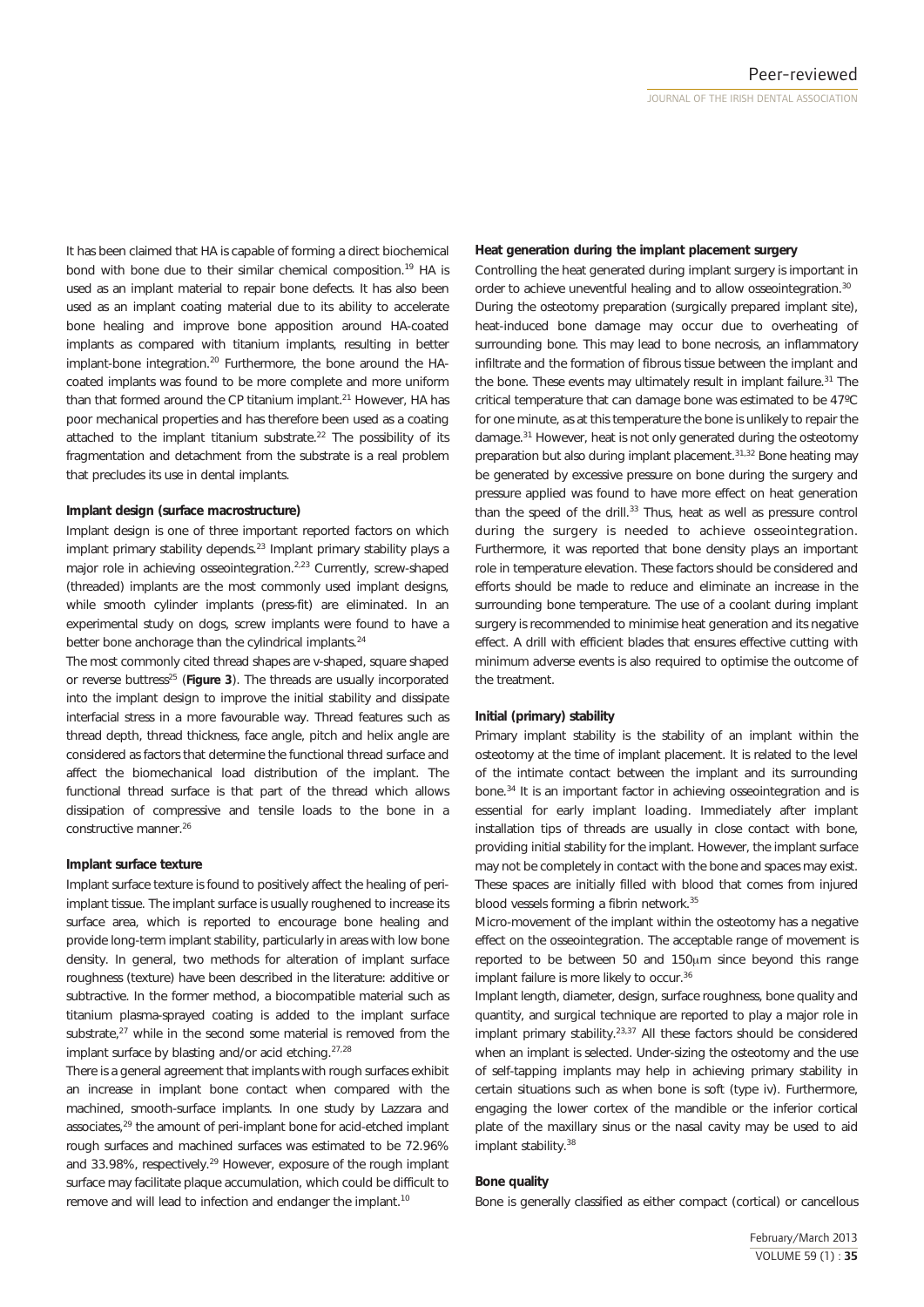It has been claimed that HA is capable of forming a direct biochemical bond with bone due to their similar chemical composition.[19] HA is used as an implant material to repair bone defects. It has also been used as an implant coating material due to its ability to accelerate bone healing and improve bone apposition around HA-coated implants as compared with titanium implants, resulting in better implant-bone integration.[20] Furthermore, the bone around the HA-coated implants was found to be more complete and more uniform than that formed around the CP titanium implant.[21] However, HA has poor mechanical properties and has therefore been used as a coating attached to the implant titanium substrate.[22] The possibility of its fragmentation and detachment from the substrate is a real problem that precludes its use in dental implants.

### Implant design (surface macrostructure)

Implant design is one of three important reported factors on which implant primary stability depends.[23] Implant primary stability plays a major role in achieving osseointegration.[2,23] Currently, screw-shaped (threaded) implants are the most commonly used implant designs, while smooth cylinder implants (press-fit) are eliminated. In an experimental study on dogs, screw implants were found to have a better bone anchorage than the cylindrical implants.[24]

The most commonly cited thread shapes are v-shaped, square shaped or reverse buttress[25] (**Figure 3**). The threads are usually incorporated into the implant design to improve the initial stability and dissipate interfacial stress in a more favourable way. Thread features such as thread depth, thread thickness, face angle, pitch and helix angle are considered as factors that determine the functional thread surface and affect the biomechanical load distribution of the implant. The functional thread surface is that part of the thread which allows dissipation of compressive and tensile loads to the bone in a constructive manner.[26]

### Implant surface texture

Implant surface texture is found to positively affect the healing of peri-implant tissue. The implant surface is usually roughened to increase its surface area, which is reported to encourage bone healing and provide long-term implant stability, particularly in areas with low bone density. In general, two methods for alteration of implant surface roughness (texture) have been described in the literature: additive or subtractive. In the former method, a biocompatible material such as titanium plasma-sprayed coating is added to the implant surface substrate,[27] while in the second some material is removed from the implant surface by blasting and/or acid etching.[27,28]

There is a general agreement that implants with rough surfaces exhibit an increase in implant bone contact when compared with the machined, smooth-surface implants. In one study by Lazzara and associates,[29] the amount of peri-implant bone for acid-etched implant rough surfaces and machined surfaces was estimated to be 72.96% and 33.98%, respectively.[29] However, exposure of the rough implant surface may facilitate plaque accumulation, which could be difficult to remove and will lead to infection and endanger the implant.[10]

### Heat generation during the implant placement surgery

Controlling the heat generated during implant surgery is important in order to achieve uneventful healing and to allow osseointegration.[30] During the osteotomy preparation (surgically prepared implant site), heat-induced bone damage may occur due to overheating of surrounding bone. This may lead to bone necrosis, an inflammatory infiltrate and the formation of fibrous tissue between the implant and the bone. These events may ultimately result in implant failure.[31] The critical temperature that can damage bone was estimated to be 47ºC for one minute, as at this temperature the bone is unlikely to repair the damage.[31] However, heat is not only generated during the osteotomy preparation but also during implant placement.[31,32] Bone heating may be generated by excessive pressure on bone during the surgery and pressure applied was found to have more effect on heat generation than the speed of the drill.[33] Thus, heat as well as pressure control during the surgery is needed to achieve osseointegration. Furthermore, it was reported that bone density plays an important role in temperature elevation. These factors should be considered and efforts should be made to reduce and eliminate an increase in the surrounding bone temperature. The use of a coolant during implant surgery is recommended to minimise heat generation and its negative effect. A drill with efficient blades that ensures effective cutting with minimum adverse events is also required to optimise the outcome of the treatment.

### Initial (primary) stability

Primary implant stability is the stability of an implant within the osteotomy at the time of implant placement. It is related to the level of the intimate contact between the implant and its surrounding bone.[34] It is an important factor in achieving osseointegration and is essential for early implant loading. Immediately after implant installation tips of threads are usually in close contact with bone, providing initial stability for the implant. However, the implant surface may not be completely in contact with the bone and spaces may exist. These spaces are initially filled with blood that comes from injured blood vessels forming a fibrin network.[35]

Micro-movement of the implant within the osteotomy has a negative effect on the osseointegration. The acceptable range of movement is reported to be between 50 and 150μm since beyond this range implant failure is more likely to occur.[36]

Implant length, diameter, design, surface roughness, bone quality and quantity, and surgical technique are reported to play a major role in implant primary stability.[23,37] All these factors should be considered when an implant is selected. Under-sizing the osteotomy and the use of self-tapping implants may help in achieving primary stability in certain situations such as when bone is soft (type iv). Furthermore, engaging the lower cortex of the mandible or the inferior cortical plate of the maxillary sinus or the nasal cavity may be used to aid implant stability.[38]

### Bone quality

Bone is generally classified as either compact (cortical) or cancellous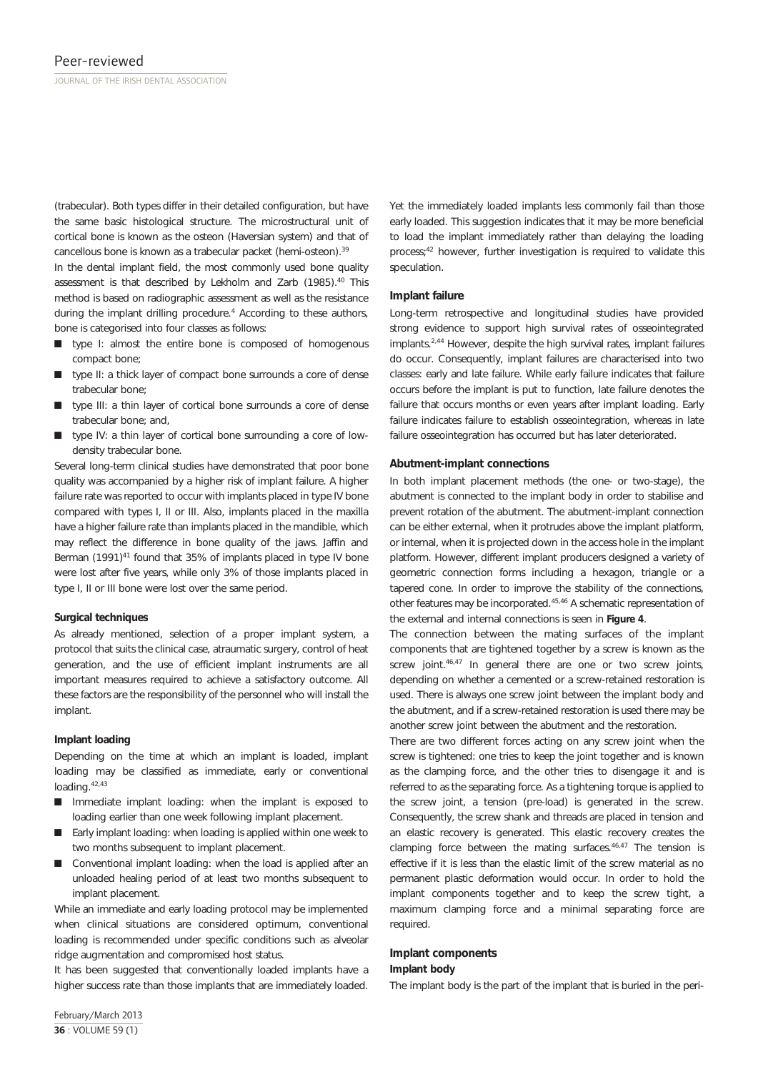(trabecular). Both types differ in their detailed configuration, but have the same basic histological structure. The microstructural unit of cortical bone is known as the osteon (Haversian system) and that of cancellous bone is known as a trabecular packet (hemi-osteon).[39]

In the dental implant field, the most commonly used bone quality assessment is that described by Lekholm and Zarb (1985).[40] This method is based on radiographic assessment as well as the resistance during the implant drilling procedure.[4] According to these authors, bone is categorised into four classes as follows:

- type I: almost the entire bone is composed of homogenous compact bone;
- type II: a thick layer of compact bone surrounds a core of dense trabecular bone;
- type III: a thin layer of cortical bone surrounds a core of dense trabecular bone; and,
- type IV: a thin layer of cortical bone surrounding a core of low-density trabecular bone.

Several long-term clinical studies have demonstrated that poor bone quality was accompanied by a higher risk of implant failure. A higher failure rate was reported to occur with implants placed in type IV bone compared with types I, II or III. Also, implants placed in the maxilla have a higher failure rate than implants placed in the mandible, which may reflect the difference in bone quality of the jaws. Jaffin and Berman (1991)[41] found that 35% of implants placed in type IV bone were lost after five years, while only 3% of those implants placed in type I, II or III bone were lost over the same period.

### Surgical techniques

As already mentioned, selection of a proper implant system, a protocol that suits the clinical case, atraumatic surgery, control of heat generation, and the use of efficient implant instruments are all important measures required to achieve a satisfactory outcome. All these factors are the responsibility of the personnel who will install the implant.

### Implant loading

Depending on the time at which an implant is loaded, implant loading may be classified as immediate, early or conventional loading.[42,43]

- Immediate implant loading: when the implant is exposed to loading earlier than one week following implant placement.
- Early implant loading: when loading is applied within one week to two months subsequent to implant placement.
- Conventional implant loading: when the load is applied after an unloaded healing period of at least two months subsequent to implant placement.

While an immediate and early loading protocol may be implemented when clinical situations are considered optimum, conventional loading is recommended under specific conditions such as alveolar ridge augmentation and compromised host status.

It has been suggested that conventionally loaded implants have a higher success rate than those implants that are immediately loaded. Yet the immediately loaded implants less commonly fail than those early loaded. This suggestion indicates that it may be more beneficial to load the implant immediately rather than delaying the loading process;[42] however, further investigation is required to validate this speculation.

### Implant failure

Long-term retrospective and longitudinal studies have provided strong evidence to support high survival rates of osseointegrated implants.[2,44] However, despite the high survival rates, implant failures do occur. Consequently, implant failures are characterised into two classes: early and late failure. While early failure indicates that failure occurs before the implant is put to function, late failure denotes the failure that occurs months or even years after implant loading. Early failure indicates failure to establish osseointegration, whereas in late failure osseointegration has occurred but has later deteriorated.

### Abutment-implant connections

In both implant placement methods (the one- or two-stage), the abutment is connected to the implant body in order to stabilise and prevent rotation of the abutment. The abutment-implant connection can be either external, when it protrudes above the implant platform, or internal, when it is projected down in the access hole in the implant platform. However, different implant producers designed a variety of geometric connection forms including a hexagon, triangle or a tapered cone. In order to improve the stability of the connections, other features may be incorporated.[45,46] A schematic representation of the external and internal connections is seen in **Figure 4**.

The connection between the mating surfaces of the implant components that are tightened together by a screw is known as the screw joint.[46,47] In general there are one or two screw joints, depending on whether a cemented or a screw-retained restoration is used. There is always one screw joint between the implant body and the abutment, and if a screw-retained restoration is used there may be another screw joint between the abutment and the restoration.

There are two different forces acting on any screw joint when the screw is tightened: one tries to keep the joint together and is known as the clamping force, and the other tries to disengage it and is referred to as the separating force. As a tightening torque is applied to the screw joint, a tension (pre-load) is generated in the screw. Consequently, the screw shank and threads are placed in tension and an elastic recovery is generated. This elastic recovery creates the clamping force between the mating surfaces.[46,47] The tension is effective if it is less than the elastic limit of the screw material as no permanent plastic deformation would occur. In order to hold the implant components together and to keep the screw tight, a maximum clamping force and a minimal separating force are required.

### Implant components

#### Implant body

The implant body is the part of the implant that is buried in the peri-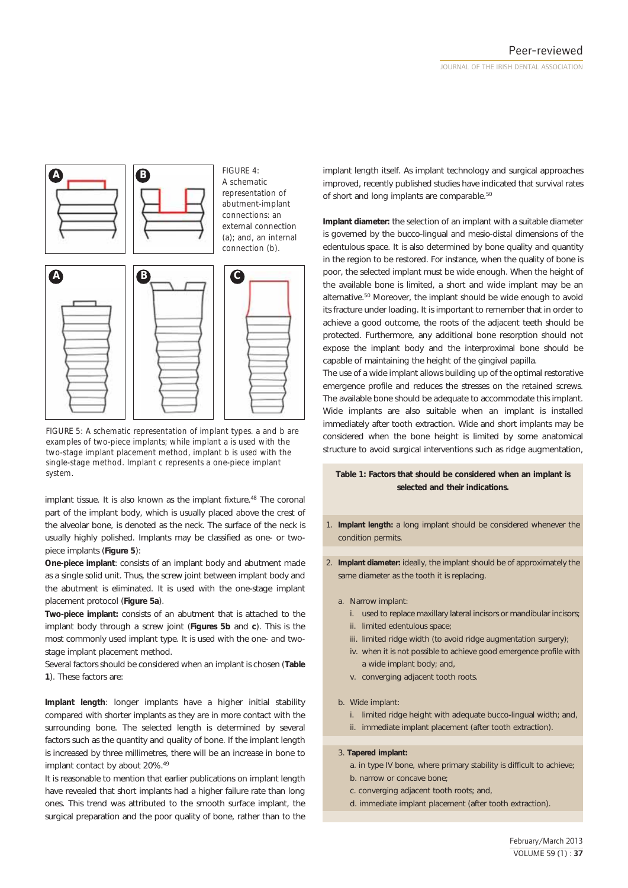FIGURE 4: A schematic representation of abutment-implant connections: an external connection (a); and, an internal connection (b).

FIGURE 5: A schematic representation of implant types. a and b are examples of two-piece implants; while implant a is used with the two-stage implant placement method, implant b is used with the single-stage method. Implant c represents a one-piece implant system.

implant tissue. It is also known as the implant fixture.[48] The coronal part of the implant body, which is usually placed above the crest of the alveolar bone, is denoted as the neck. The surface of the neck is usually highly polished. Implants may be classified as one- or two-piece implants (**Figure 5**):

**One-piece implant**: consists of an implant body and abutment made as a single solid unit. Thus, the screw joint between implant body and the abutment is eliminated. It is used with the one-stage implant placement protocol (**Figure 5a**).

**Two-piece implant:** consists of an abutment that is attached to the implant body through a screw joint (**Figures 5b** and **c**). This is the most commonly used implant type. It is used with the one- and two-stage implant placement method.

Several factors should be considered when an implant is chosen (**Table 1**). These factors are:

**Implant length**: longer implants have a higher initial stability compared with shorter implants as they are in more contact with the surrounding bone. The selected length is determined by several factors such as the quantity and quality of bone. If the implant length is increased by three millimetres, there will be an increase in bone to implant contact by about 20%.[49]

It is reasonable to mention that earlier publications on implant length have revealed that short implants had a higher failure rate than long ones. This trend was attributed to the smooth surface implant, the surgical preparation and the poor quality of bone, rather than to the implant length itself. As implant technology and surgical approaches improved, recently published studies have indicated that survival rates of short and long implants are comparable.[50]

**Implant diameter:** the selection of an implant with a suitable diameter is governed by the bucco-lingual and mesio-distal dimensions of the edentulous space. It is also determined by bone quality and quantity in the region to be restored. For instance, when the quality of bone is poor, the selected implant must be wide enough. When the height of the available bone is limited, a short and wide implant may be an alternative.[50] Moreover, the implant should be wide enough to avoid its fracture under loading. It is important to remember that in order to achieve a good outcome, the roots of the adjacent teeth should be protected. Furthermore, any additional bone resorption should not expose the implant body and the interproximal bone should be capable of maintaining the height of the gingival papilla.

The use of a wide implant allows building up of the optimal restorative emergence profile and reduces the stresses on the retained screws. The available bone should be adequate to accommodate this implant. Wide implants are also suitable when an implant is installed immediately after tooth extraction. Wide and short implants may be considered when the bone height is limited by some anatomical structure to avoid surgical interventions such as ridge augmentation,

**Table 1: Factors that should be considered when an implant is selected and their indications.**

1. **Implant length:** a long implant should be considered whenever the condition permits.
2. **Implant diameter:** ideally, the implant should be of approximately the same diameter as the tooth it is replacing.
   - a. Narrow implant:
     - i. used to replace maxillary lateral incisors or mandibular incisors;
     - ii. limited edentulous space;
     - iii. limited ridge width (to avoid ridge augmentation surgery);
     - iv. when it is not possible to achieve good emergence profile with a wide implant body; and,
     - v. converging adjacent tooth roots.
   - b. Wide implant:
     - i. limited ridge height with adequate bucco-lingual width; and,
     - ii. immediate implant placement (after tooth extraction).
3. **Tapered implant:**
   - a. in type IV bone, where primary stability is difficult to achieve;
   - b. narrow or concave bone;
   - c. converging adjacent tooth roots; and,
   - d. immediate implant placement (after tooth extraction).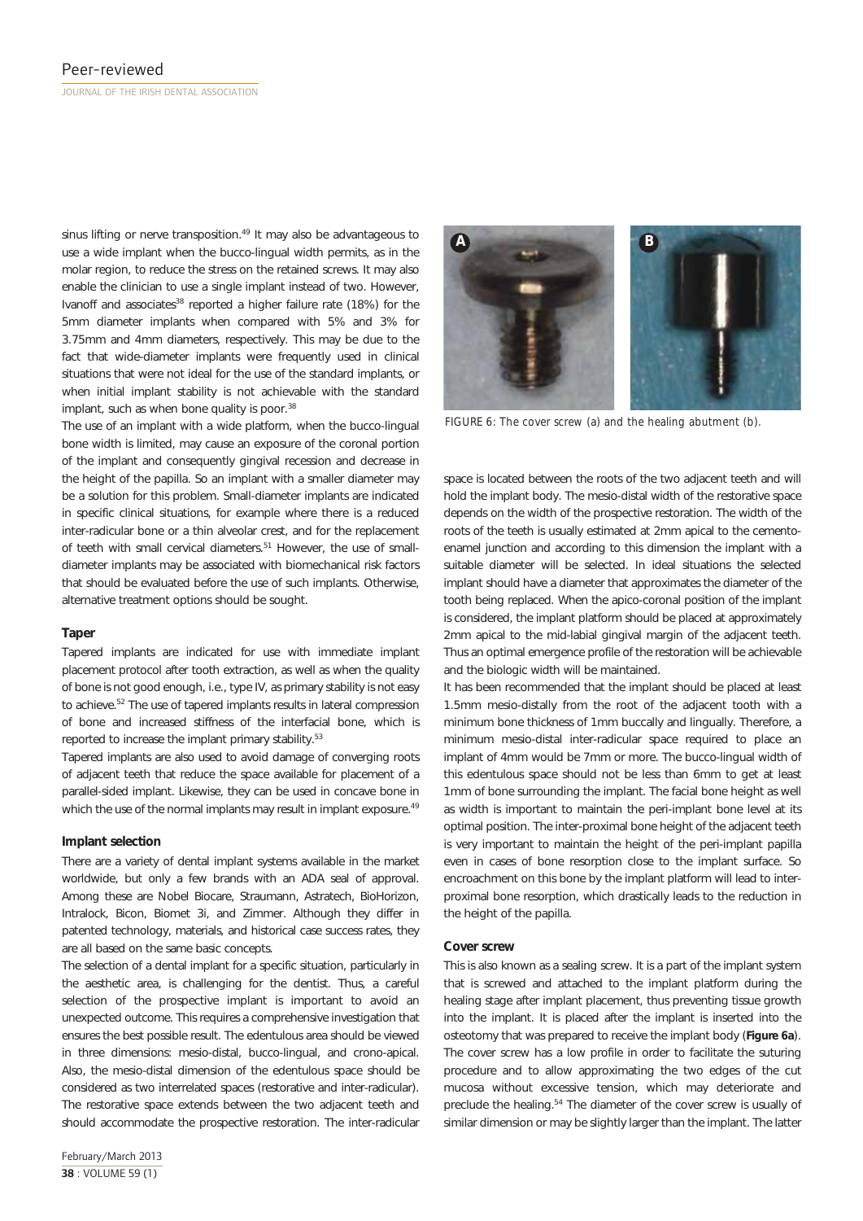sinus lifting or nerve transposition.[49] It may also be advantageous to use a wide implant when the bucco-lingual width permits, as in the molar region, to reduce the stress on the retained screws. It may also enable the clinician to use a single implant instead of two. However, Ivanoff and associates[38] reported a higher failure rate (18%) for the 5mm diameter implants when compared with 5% and 3% for 3.75mm and 4mm diameters, respectively. This may be due to the fact that wide-diameter implants were frequently used in clinical situations that were not ideal for the use of the standard implants, or when initial implant stability is not achievable with the standard implant, such as when bone quality is poor.[38]

The use of an implant with a wide platform, when the bucco-lingual bone width is limited, may cause an exposure of the coronal portion of the implant and consequently gingival recession and decrease in the height of the papilla. So an implant with a smaller diameter may be a solution for this problem. Small-diameter implants are indicated in specific clinical situations, for example where there is a reduced inter-radicular bone or a thin alveolar crest, and for the replacement of teeth with small cervical diameters.[51] However, the use of small-diameter implants may be associated with biomechanical risk factors that should be evaluated before the use of such implants. Otherwise, alternative treatment options should be sought.

### Taper

Tapered implants are indicated for use with immediate implant placement protocol after tooth extraction, as well as when the quality of bone is not good enough, i.e., type IV, as primary stability is not easy to achieve.[52] The use of tapered implants results in lateral compression of bone and increased stiffness of the interfacial bone, which is reported to increase the implant primary stability.[53]

Tapered implants are also used to avoid damage of converging roots of adjacent teeth that reduce the space available for placement of a parallel-sided implant. Likewise, they can be used in concave bone in which the use of the normal implants may result in implant exposure.[49]

### Implant selection

There are a variety of dental implant systems available in the market worldwide, but only a few brands with an ADA seal of approval. Among these are Nobel Biocare, Straumann, Astratech, BioHorizon, Intralock, Bicon, Biomet 3i, and Zimmer. Although they differ in patented technology, materials, and historical case success rates, they are all based on the same basic concepts.

The selection of a dental implant for a specific situation, particularly in the aesthetic area, is challenging for the dentist. Thus, a careful selection of the prospective implant is important to avoid an unexpected outcome. This requires a comprehensive investigation that ensures the best possible result. The edentulous area should be viewed in three dimensions: mesio-distal, bucco-lingual, and crono-apical. Also, the mesio-distal dimension of the edentulous space should be considered as two interrelated spaces (restorative and inter-radicular). The restorative space extends between the two adjacent teeth and should accommodate the prospective restoration. The inter-radicular space is located between the roots of the two adjacent teeth and will hold the implant body. The mesio-distal width of the restorative space depends on the width of the prospective restoration. The width of the roots of the teeth is usually estimated at 2mm apical to the cemento-enamel junction and according to this dimension the implant with a suitable diameter will be selected. In ideal situations the selected implant should have a diameter that approximates the diameter of the tooth being replaced. When the apico-coronal position of the implant is considered, the implant platform should be placed at approximately 2mm apical to the mid-labial gingival margin of the adjacent teeth. Thus an optimal emergence profile of the restoration will be achievable and the biologic width will be maintained.

It has been recommended that the implant should be placed at least 1.5mm mesio-distally from the root of the adjacent tooth with a minimum bone thickness of 1mm buccally and lingually. Therefore, a minimum mesio-distal inter-radicular space required to place an implant of 4mm would be 7mm or more. The bucco-lingual width of this edentulous space should not be less than 6mm to get at least 1mm of bone surrounding the implant. The facial bone height as well as width is important to maintain the peri-implant bone level at its optimal position. The inter-proximal bone height of the adjacent teeth is very important to maintain the height of the peri-implant papilla even in cases of bone resorption close to the implant surface. So encroachment on this bone by the implant platform will lead to inter-proximal bone resorption, which drastically leads to the reduction in the height of the papilla.

FIGURE 6: The cover screw (a) and the healing abutment (b).

### Cover screw

This is also known as a sealing screw. It is a part of the implant system that is screwed and attached to the implant platform during the healing stage after implant placement, thus preventing tissue growth into the implant. It is placed after the implant is inserted into the osteotomy that was prepared to receive the implant body (**Figure 6a**). The cover screw has a low profile in order to facilitate the suturing procedure and to allow approximating the two edges of the cut mucosa without excessive tension, which may deteriorate and preclude the healing.[54] The diameter of the cover screw is usually of similar dimension or may be slightly larger than the implant. The latter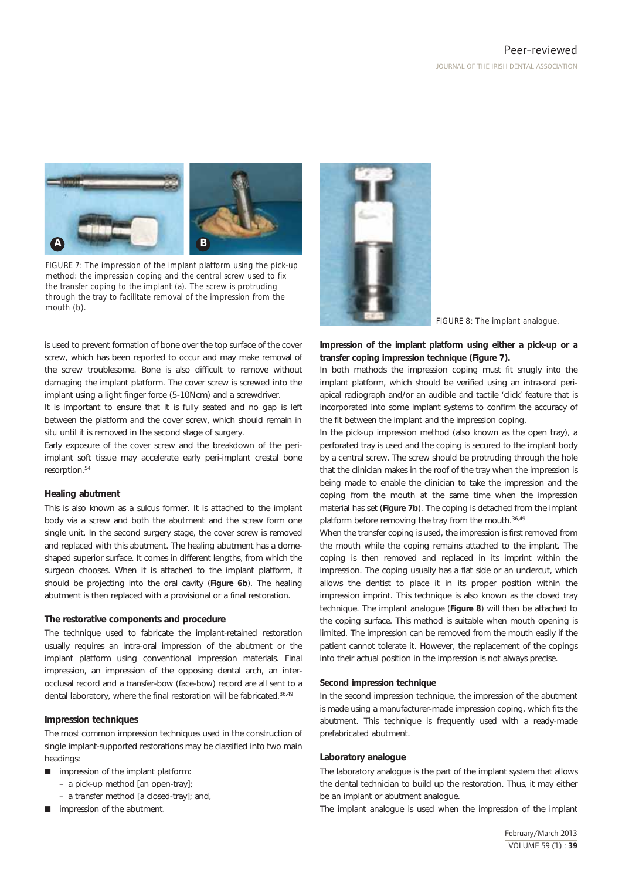FIGURE 7: The impression of the implant platform using the pick-up method: the impression coping and the central screw used to fix the transfer coping to the implant (a). The screw is protruding through the tray to facilitate removal of the impression from the mouth (b).

FIGURE 8: The implant analogue.

is used to prevent formation of bone over the top surface of the cover screw, which has been reported to occur and may make removal of the screw troublesome. Bone is also difficult to remove without damaging the implant platform. The cover screw is screwed into the implant using a light finger force (5-10Ncm) and a screwdriver.

It is important to ensure that it is fully seated and no gap is left between the platform and the cover screw, which should remain *in situ* until it is removed in the second stage of surgery.

Early exposure of the cover screw and the breakdown of the peri-implant soft tissue may accelerate early peri-implant crestal bone resorption.[54]

### Healing abutment

This is also known as a sulcus former. It is attached to the implant body via a screw and both the abutment and the screw form one single unit. In the second surgery stage, the cover screw is removed and replaced with this abutment. The healing abutment has a dome-shaped superior surface. It comes in different lengths, from which the surgeon chooses. When it is attached to the implant platform, it should be projecting into the oral cavity (**Figure 6b**). The healing abutment is then replaced with a provisional or a final restoration.

### The restorative components and procedure

The technique used to fabricate the implant-retained restoration usually requires an intra-oral impression of the abutment or the implant platform using conventional impression materials. Final impression, an impression of the opposing dental arch, an inter-occlusal record and a transfer-bow (face-bow) record are all sent to a dental laboratory, where the final restoration will be fabricated.[36,49]

### Impression techniques

The most common impression techniques used in the construction of single implant-supported restorations may be classified into two main headings:

- impression of the implant platform:
  - a pick-up method [an open-tray];
  - a transfer method [a closed-tray]; and,
- impression of the abutment.

### Impression of the implant platform using either a pick-up or a transfer coping impression technique (Figure 7).

In both methods the impression coping must fit snugly into the implant platform, which should be verified using an intra-oral peri-apical radiograph and/or an audible and tactile 'click' feature that is incorporated into some implant systems to confirm the accuracy of the fit between the implant and the impression coping.

In the pick-up impression method (also known as the open tray), a perforated tray is used and the coping is secured to the implant body by a central screw. The screw should be protruding through the hole that the clinician makes in the roof of the tray when the impression is being made to enable the clinician to take the impression and the coping from the mouth at the same time when the impression material has set (**Figure 7b**). The coping is detached from the implant platform before removing the tray from the mouth.[36,49]

When the transfer coping is used, the impression is first removed from the mouth while the coping remains attached to the implant. The coping is then removed and replaced in its imprint within the impression. The coping usually has a flat side or an undercut, which allows the dentist to place it in its proper position within the impression imprint. This technique is also known as the closed tray technique. The implant analogue (**Figure 8**) will then be attached to the coping surface. This method is suitable when mouth opening is limited. The impression can be removed from the mouth easily if the patient cannot tolerate it. However, the replacement of the copings into their actual position in the impression is not always precise.

### Second impression technique

In the second impression technique, the impression of the abutment is made using a manufacturer-made impression coping, which fits the abutment. This technique is frequently used with a ready-made prefabricated abutment.

### Laboratory analogue

The laboratory analogue is the part of the implant system that allows the dental technician to build up the restoration. Thus, it may either be an implant or abutment analogue.

The implant analogue is used when the impression of the implant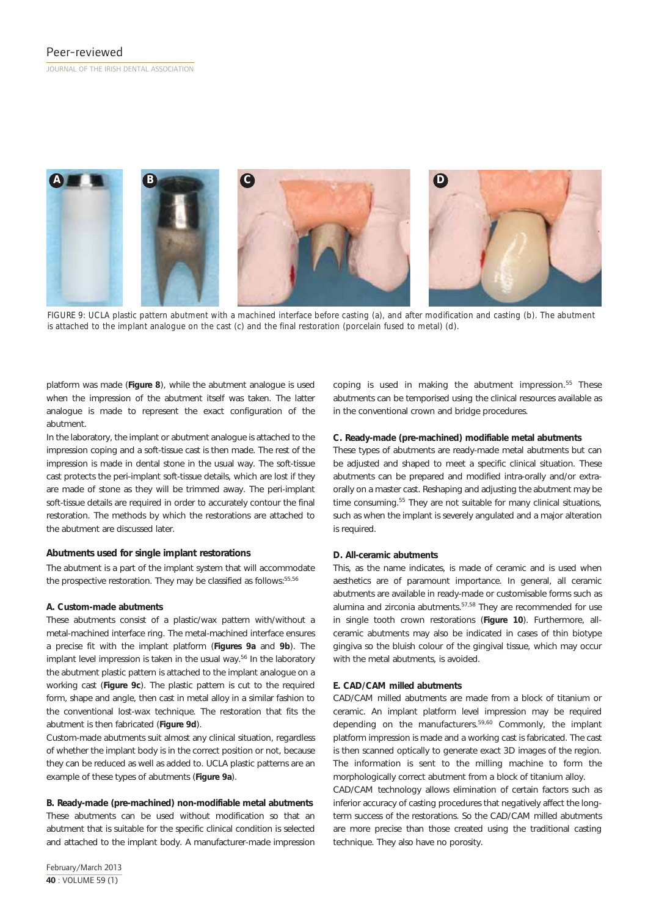FIGURE 9: UCLA plastic pattern abutment with a machined interface before casting (a), and after modification and casting (b). The abutment is attached to the implant analogue on the cast (c) and the final restoration (porcelain fused to metal) (d).

platform was made (**Figure 8**), while the abutment analogue is used when the impression of the abutment itself was taken. The latter analogue is made to represent the exact configuration of the abutment.

In the laboratory, the implant or abutment analogue is attached to the impression coping and a soft-tissue cast is then made. The rest of the impression is made in dental stone in the usual way. The soft-tissue cast protects the peri-implant soft-tissue details, which are lost if they are made of stone as they will be trimmed away. The peri-implant soft-tissue details are required in order to accurately contour the final restoration. The methods by which the restorations are attached to the abutment are discussed later.

### Abutments used for single implant restorations

The abutment is a part of the implant system that will accommodate the prospective restoration. They may be classified as follows:[55,56]

#### A. Custom-made abutments

These abutments consist of a plastic/wax pattern with/without a metal-machined interface ring. The metal-machined interface ensures a precise fit with the implant platform (**Figures 9a** and **9b**). The implant level impression is taken in the usual way.[56] In the laboratory the abutment plastic pattern is attached to the implant analogue on a working cast (**Figure 9c**). The plastic pattern is cut to the required form, shape and angle, then cast in metal alloy in a similar fashion to the conventional lost-wax technique. The restoration that fits the abutment is then fabricated (**Figure 9d**).

Custom-made abutments suit almost any clinical situation, regardless of whether the implant body is in the correct position or not, because they can be reduced as well as added to. UCLA plastic patterns are an example of these types of abutments (**Figure 9a**).

#### B. Ready-made (pre-machined) non-modifiable metal abutments

These abutments can be used without modification so that an abutment that is suitable for the specific clinical condition is selected and attached to the implant body. A manufacturer-made impression coping is used in making the abutment impression.[55] These abutments can be temporised using the clinical resources available as in the conventional crown and bridge procedures.

#### C. Ready-made (pre-machined) modifiable metal abutments

These types of abutments are ready-made metal abutments but can be adjusted and shaped to meet a specific clinical situation. These abutments can be prepared and modified intra-orally and/or extra-orally on a master cast. Reshaping and adjusting the abutment may be time consuming.[55] They are not suitable for many clinical situations, such as when the implant is severely angulated and a major alteration is required.

#### D. All-ceramic abutments

This, as the name indicates, is made of ceramic and is used when aesthetics are of paramount importance. In general, all ceramic abutments are available in ready-made or customisable forms such as alumina and zirconia abutments.[57,58] They are recommended for use in single tooth crown restorations (**Figure 10**). Furthermore, all-ceramic abutments may also be indicated in cases of thin biotype gingiva so the bluish colour of the gingival tissue, which may occur with the metal abutments, is avoided.

#### E. CAD/CAM milled abutments

CAD/CAM milled abutments are made from a block of titanium or ceramic. An implant platform level impression may be required depending on the manufacturers.[59,60] Commonly, the implant platform impression is made and a working cast is fabricated. The cast is then scanned optically to generate exact 3D images of the region. The information is sent to the milling machine to form the morphologically correct abutment from a block of titanium alloy.

CAD/CAM technology allows elimination of certain factors such as inferior accuracy of casting procedures that negatively affect the long-term success of the restorations. So the CAD/CAM milled abutments are more precise than those created using the traditional casting technique. They also have no porosity.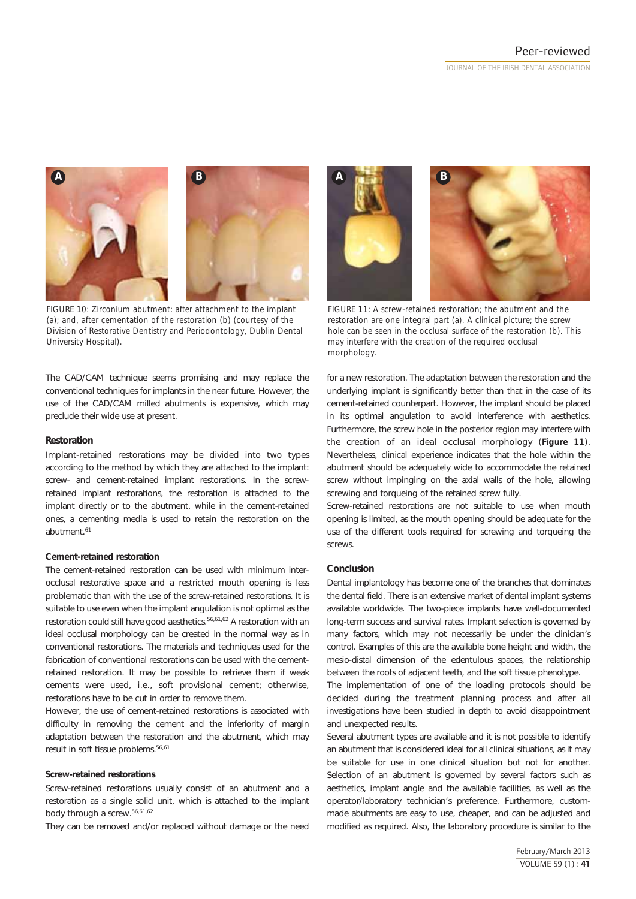FIGURE 10: Zirconium abutment: after attachment to the implant (a); and, after cementation of the restoration (b) (courtesy of the Division of Restorative Dentistry and Periodontology, Dublin Dental University Hospital).

FIGURE 11: A screw-retained restoration; the abutment and the restoration are one integral part (a). A clinical picture; the screw hole can be seen in the occlusal surface of the restoration (b). This may interfere with the creation of the required occlusal morphology.

The CAD/CAM technique seems promising and may replace the conventional techniques for implants in the near future. However, the use of the CAD/CAM milled abutments is expensive, which may preclude their wide use at present.

### Restoration

Implant-retained restorations may be divided into two types according to the method by which they are attached to the implant: screw- and cement-retained implant restorations. In the screw-retained implant restorations, the restoration is attached to the implant directly or to the abutment, while in the cement-retained ones, a cementing media is used to retain the restoration on the abutment.[61]

### Cement-retained restoration

The cement-retained restoration can be used with minimum inter-occlusal restorative space and a restricted mouth opening is less problematic than with the use of the screw-retained restorations. It is suitable to use even when the implant angulation is not optimal as the restoration could still have good aesthetics.[56,61,62] A restoration with an ideal occlusal morphology can be created in the normal way as in conventional restorations. The materials and techniques used for the fabrication of conventional restorations can be used with the cement-retained restoration. It may be possible to retrieve them if weak cements were used, i.e., soft provisional cement; otherwise, restorations have to be cut in order to remove them.

However, the use of cement-retained restorations is associated with difficulty in removing the cement and the inferiority of margin adaptation between the restoration and the abutment, which may result in soft tissue problems.[56,61]

### Screw-retained restorations

Screw-retained restorations usually consist of an abutment and a restoration as a single solid unit, which is attached to the implant body through a screw.[56,61,62]

They can be removed and/or replaced without damage or the need for a new restoration. The adaptation between the restoration and the underlying implant is significantly better than that in the case of its cement-retained counterpart. However, the implant should be placed in its optimal angulation to avoid interference with aesthetics. Furthermore, the screw hole in the posterior region may interfere with the creation of an ideal occlusal morphology (**Figure 11**). Nevertheless, clinical experience indicates that the hole within the abutment should be adequately wide to accommodate the retained screw without impinging on the axial walls of the hole, allowing screwing and torqueing of the retained screw fully.

Screw-retained restorations are not suitable to use when mouth opening is limited, as the mouth opening should be adequate for the use of the different tools required for screwing and torqueing the screws.

### Conclusion

Dental implantology has become one of the branches that dominates the dental field. There is an extensive market of dental implant systems available worldwide. The two-piece implants have well-documented long-term success and survival rates. Implant selection is governed by many factors, which may not necessarily be under the clinician's control. Examples of this are the available bone height and width, the mesio-distal dimension of the edentulous spaces, the relationship between the roots of adjacent teeth, and the soft tissue phenotype.

The implementation of one of the loading protocols should be decided during the treatment planning process and after all investigations have been studied in depth to avoid disappointment and unexpected results.

Several abutment types are available and it is not possible to identify an abutment that is considered ideal for all clinical situations, as it may be suitable for use in one clinical situation but not for another. Selection of an abutment is governed by several factors such as aesthetics, implant angle and the available facilities, as well as the operator/laboratory technician's preference. Furthermore, custom-made abutments are easy to use, cheaper, and can be adjusted and modified as required. Also, the laboratory procedure is similar to the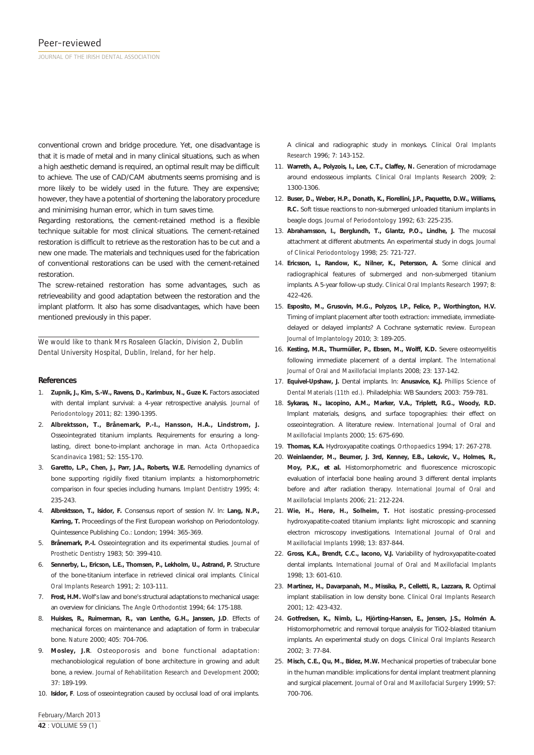conventional crown and bridge procedure. Yet, one disadvantage is that it is made of metal and in many clinical situations, such as when a high aesthetic demand is required, an optimal result may be difficult to achieve. The use of CAD/CAM abutments seems promising and is more likely to be widely used in the future. They are expensive; however, they have a potential of shortening the laboratory procedure and minimising human error, which in turn saves time.

Regarding restorations, the cement-retained method is a flexible technique suitable for most clinical situations. The cement-retained restoration is difficult to retrieve as the restoration has to be cut and a new one made. The materials and techniques used for the fabrication of conventional restorations can be used with the cement-retained restoration.

The screw-retained restoration has some advantages, such as retrieveability and good adaptation between the restoration and the implant platform. It also has some disadvantages, which have been mentioned previously in this paper.

*We would like to thank Mrs Rosaleen Glackin, Division 2, Dublin Dental University Hospital, Dublin, Ireland, for her help.*

## References

1. **Zupnik, J., Kim, S.-W., Ravens, D., Karimbux, N., Guze K.** Factors associated with dental implant survival: a 4-year retrospective analysis. *Journal of Periodontology* 2011; 82: 1390-1395.
2. **Albrektsson, T., Brånemark, P.-I., Hansson, H.A., Lindstrom, J.** Osseointegrated titanium implants. Requirements for ensuring a long-lasting, direct bone-to-implant anchorage in man. *Acta Orthopaedica Scandinavica* 1981; 52: 155-170.
3. **Garetto, L.P., Chen, J., Parr, J.A., Roberts, W.E.** Remodelling dynamics of bone supporting rigidly fixed titanium implants: a histomorphometric comparison in four species including humans. *Implant Dentistry* 1995; 4: 235-243.
4. **Albrektsson, T., Isidor, F.** Consensus report of session IV. In: **Lang, N.P., Karring, T.** Proceedings of the First European workshop on Periodontology. Quintessence Publishing Co.: London; 1994: 365-369.
5. **Brånemark, P.-I.** Osseointegration and its experimental studies. *Journal of Prosthetic Dentistry* 1983; 50: 399-410.
6. **Sennerby, L., Ericson, L.E., Thomsen, P., Lekholm, U., Astrand, P.** Structure of the bone-titanium interface in retrieved clinical oral implants. *Clinical Oral Implants Research* 1991; 2: 103-111.
7. **Frost, H.M.** Wolf's law and bone's structural adaptations to mechanical usage: an overview for clinicians. *The Angle Orthodontist* 1994; 64: 175-188.
8. **Huiskes, R., Ruimerman, R., van Lenthe, G.H., Janssen, J.D**. Effects of mechanical forces on maintenance and adaptation of form in trabecular bone. *Nature* 2000; 405: 704-706.
9. **Mosley, J.R**. Osteoporosis and bone functional adaptation: mechanobiological regulation of bone architecture in growing and adult bone, a review. *Journal of Rehabilitation Research and Development* 2000; 37: 189-199.
10. **Isidor, F**. Loss of osseointegration caused by occlusal load of oral implants. A clinical and radiographic study in monkeys. *Clinical Oral Implants Research* 1996; 7: 143-152.
11. **Warreth, A., Polyzois, I., Lee, C.T., Claffey, N.** Generation of microdamage around endosseous implants. *Clinical Oral Implants Research* 2009; 2: 1300-1306.
12. **Buser, D., Weber, H.P., Donath, K., Fiorellini, J.P., Paquette, D.W., Williams, R.C.** Soft tissue reactions to non-submerged unloaded titanium implants in beagle dogs. *Journal of Periodontology* 1992; 63: 225-235.
13. **Abrahamsson, I., Berglundh, T., Glantz, P.O., Lindhe, J.** The mucosal attachment at different abutments. An experimental study in dogs. *Journal of Clinical Periodontology* 1998; 25: 721-727.
14. **Ericsson, I., Randow, K., Nilner, K., Petersson, A.** Some clinical and radiographical features of submerged and non-submerged titanium implants. A 5-year follow-up study. *Clinical Oral Implants Research* 1997; 8: 422-426.
15. **Esposito, M., Grusovin, M.G., Polyzos, I.P., Felice, P., Worthington, H.V.** Timing of implant placement after tooth extraction: immediate, immediate-delayed or delayed implants? A Cochrane systematic review. *European Journal of Implantology* 2010; 3: 189-205.
16. **Kesting, M.R., Thurmüller, P., Ebsen, M., Wolff, K.D.** Severe osteomyelitis following immediate placement of a dental implant. *The International Journal of Oral and Maxillofacial Implants* 2008; 23: 137-142.
17. **Equivel-Upshaw, J.** Dental implants. In: **Anusavice, K.J.** *Phillips Science of Dental Materials (11th ed.)*. Philadelphia: WB Saunders; 2003: 759-781.
18. **Sykaras, N., Iacopino, A.M., Marker, V.A., Triplett, R.G., Woody, R.D.** Implant materials, designs, and surface topographies: their effect on osseointegration. A literature review. *International Journal of Oral and Maxillofacial Implants* 2000; 15: 675-690.
19. **Thomas, K.A.** Hydroxyapatite coatings. *Orthopaedics* 1994; 17: 267-278.
20. **Weinlaender, M., Beumer, J. 3rd, Kenney, E.B., Lekovic, V., Holmes, R., Moy, P.K., *et al.*** Histomorphometric and fluorescence microscopic evaluation of interfacial bone healing around 3 different dental implants before and after radiation therapy. *International Journal of Oral and Maxillofacial Implants* 2006; 21: 212-224.
21. **Wie, H., Herø, H., Solheim, T.** Hot isostatic pressing-processed hydroxyapatite-coated titanium implants: light microscopic and scanning electron microscopy investigations. *International Journal of Oral and Maxillofacial Implants* 1998; 13: 837-844.
22. **Gross, K.A., Brendt, C.C., Iacono, V.J.** Variability of hydroxyapatite-coated dental implants. *International Journal of Oral and Maxillofacial Implants* 1998; 13: 601-610.
23. **Martinez, H., Davarpanah, M., Missika, P., Celletti, R., Lazzara, R.** Optimal implant stabilisation in low density bone. *Clinical Oral Implants Research* 2001; 12: 423-432.
24. **Gotfredsen, K., Nimb, L., Hjörting-Hansen, E., Jensen, J.S., Holmén A.** Histomorphometric and removal torque analysis for TiO2-blasted titanium implants. An experimental study on dogs. *Clinical Oral Implants Research* 2002; 3: 77-84.
25. **Misch, C.E., Qu, M., Bidez, M.W.** Mechanical properties of trabecular bone in the human mandible: implications for dental implant treatment planning and surgical placement. *Journal of Oral and Maxillofacial Surgery* 1999; 57: 700-706.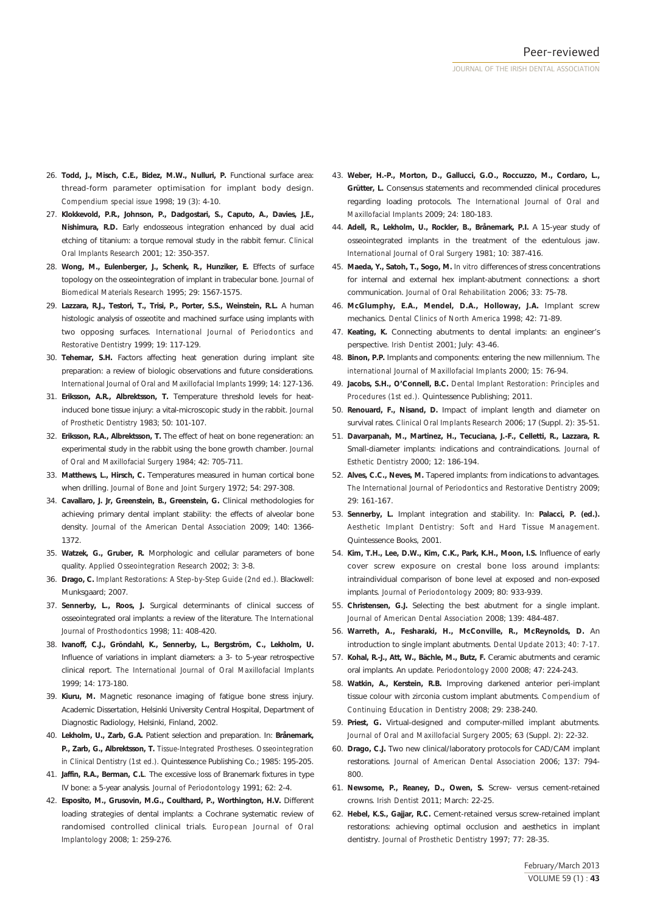26. **Todd, J., Misch, C.E., Bidez, M.W., Nulluri, P.** Functional surface area: thread-form parameter optimisation for implant body design. *Compendium special issue* 1998; 19 (3): 4-10.
27. **Klokkevold, P.R., Johnson, P., Dadgostari, S., Caputo, A., Davies, J.E., Nishimura, R.D.** Early endosseous integration enhanced by dual acid etching of titanium: a torque removal study in the rabbit femur. *Clinical Oral Implants Research* 2001; 12: 350-357.
28. **Wong, M., Eulenberger, J., Schenk, R., Hunziker, E.** Effects of surface topology on the osseointegration of implant in trabecular bone. *Journal of Biomedical Materials Research* 1995; 29: 1567-1575.
29. **Lazzara, R.J., Testori, T., Trisi, P., Porter, S.S., Weinstein, R.L.** A human histologic analysis of osseotite and machined surface using implants with two opposing surfaces. *International Journal of Periodontics and Restorative Dentistry* 1999; 19: 117-129.
30. **Tehemar, S.H.** Factors affecting heat generation during implant site preparation: a review of biologic observations and future considerations. *International Journal of Oral and Maxillofacial Implants* 1999; 14: 127-136.
31. **Eriksson, A.R., Albrektsson, T.** Temperature threshold levels for heat-induced bone tissue injury: a vital-microscopic study in the rabbit. *Journal of Prosthetic Dentistry* 1983; 50: 101-107.
32. **Eriksson, R.A., Albrektsson, T.** The effect of heat on bone regeneration: an experimental study in the rabbit using the bone growth chamber. *Journal of Oral and Maxillofacial Surgery* 1984; 42: 705-711.
33. **Matthews, L., Hirsch, C.** Temperatures measured in human cortical bone when drilling. *Journal of Bone and Joint Surgery* 1972; 54: 297-308.
34. **Cavallaro, J. Jr, Greenstein, B., Greenstein, G.** Clinical methodologies for achieving primary dental implant stability: the effects of alveolar bone density. *Journal of the American Dental Association* 2009; 140: 1366-1372.
35. **Watzek, G., Gruber, R.** Morphologic and cellular parameters of bone quality. *Applied Osseointegration Research* 2002; 3: 3-8.
36. **Drago, C.** *Implant Restorations: A Step-by-Step Guide (2nd ed.).* Blackwell: Munksgaard; 2007.
37. **Sennerby, L., Roos, J.** Surgical determinants of clinical success of osseointegrated oral implants: a review of the literature. *The International Journal of Prosthodontics* 1998; 11: 408-420.
38. **Ivanoff, C.J., Gröndahl, K., Sennerby, L., Bergström, C., Lekholm, U.** Influence of variations in implant diameters: a 3- to 5-year retrospective clinical report. *The International Journal of Oral Maxillofacial Implants* 1999; 14: 173-180.
39. **Kiuru, M.** Magnetic resonance imaging of fatigue bone stress injury. Academic Dissertation, Helsinki University Central Hospital, Department of Diagnostic Radiology, Helsinki, Finland, 2002.
40. **Lekholm, U., Zarb, G.A.** Patient selection and preparation. In: **Brånemark, P., Zarb, G., Albrektsson, T.** *Tissue-Integrated Prostheses. Osseointegration in Clinical Dentistry (1st ed.).* Quintessence Publishing Co.; 1985: 195-205.
41. **Jaffin, R.A., Berman, C.L.** The excessive loss of Branemark fixtures in type IV bone: a 5-year analysis. *Journal of Periodontology* 1991; 62: 2-4.
42. **Esposito, M., Grusovin, M.G., Coulthard, P., Worthington, H.V.** Different loading strategies of dental implants: a Cochrane systematic review of randomised controlled clinical trials. *European Journal of Oral Implantology* 2008; 1: 259-276.
43. **Weber, H.-P., Morton, D., Gallucci, G.O., Roccuzzo, M., Cordaro, L., Grütter, L.** Consensus statements and recommended clinical procedures regarding loading protocols. *The International Journal of Oral and Maxillofacial Implants* 2009; 24: 180-183.
44. **Adell, R., Lekholm, U., Rockler, B., Brånemark, P.I.** A 15-year study of osseointegrated implants in the treatment of the edentulous jaw. *International Journal of Oral Surgery* 1981; 10: 387-416.
45. **Maeda, Y., Satoh, T., Sogo, M.** *In vitro* differences of stress concentrations for internal and external hex implant-abutment connections: a short communication. *Journal of Oral Rehabilitation* 2006; 33: 75-78.
46. **McGlumphy, E.A., Mendel, D.A., Holloway, J.A.** Implant screw mechanics. *Dental Clinics of North America* 1998; 42: 71-89.
47. **Keating, K.** Connecting abutments to dental implants: an engineer's perspective. *Irish Dentist* 2001; July: 43-46.
48. **Binon, P.P.** Implants and components: entering the new millennium. *The international Journal of Maxillofacial Implants* 2000; 15: 76-94.
49. **Jacobs, S.H., O'Connell, B.C.** *Dental Implant Restoration: Principles and Procedures (1st ed.).* Quintessence Publishing; 2011.
50. **Renouard, F., Nisand, D.** Impact of implant length and diameter on survival rates. *Clinical Oral Implants Research* 2006; 17 (Suppl. 2): 35-51.
51. **Davarpanah, M., Martinez, H., Tecuciana, J.-F., Celletti, R., Lazzara, R.** Small-diameter implants: indications and contraindications. *Journal of Esthetic Dentistry* 2000; 12: 186-194.
52. **Alves, C.C., Neves, M.** Tapered implants: from indications to advantages. *The International Journal of Periodontics and Restorative Dentistry* 2009; 29: 161-167.
53. **Sennerby, L.** Implant integration and stability. In: **Palacci, P. (ed.).** *Aesthetic Implant Dentistry: Soft and Hard Tissue Management.* Quintessence Books, 2001.
54. **Kim, T.H., Lee, D.W., Kim, C.K., Park, K.H., Moon, I.S.** Influence of early cover screw exposure on crestal bone loss around implants: intraindividual comparison of bone level at exposed and non-exposed implants. *Journal of Periodontology* 2009; 80: 933-939.
55. **Christensen, G.J.** Selecting the best abutment for a single implant. *Journal of American Dental Association* 2008; 139: 484-487.
56. **Warreth, A., Fesharaki, H., McConville, R., McReynolds, D.** An introduction to single implant abutments. *Dental Update 2013; 40: 7-17.*
57. **Kohal, R.-J., Att, W., Bächle, M., Butz, F.** Ceramic abutments and ceramic oral implants. An update. *Periodontology 2000* 2008; 47: 224-243.
58. **Watkin, A., Kerstein, R.B.** Improving darkened anterior peri-implant tissue colour with zirconia custom implant abutments. *Compendium of Continuing Education in Dentistry* 2008; 29: 238-240.
59. **Priest, G.** Virtual-designed and computer-milled implant abutments. *Journal of Oral and Maxillofacial Surgery* 2005; 63 (Suppl. 2): 22-32.
60. **Drago, C.J.** Two new clinical/laboratory protocols for CAD/CAM implant restorations. *Journal of American Dental Association* 2006; 137: 794-800.
61. **Newsome, P., Reaney, D., Owen, S.** Screw- versus cement-retained crowns. *Irish Dentist* 2011; March: 22-25.
62. **Hebel, K.S., Gajjar, R.C.** Cement-retained versus screw-retained implant restorations: achieving optimal occlusion and aesthetics in implant dentistry. *Journal of Prosthetic Dentistry* 1997; 77: 28-35.